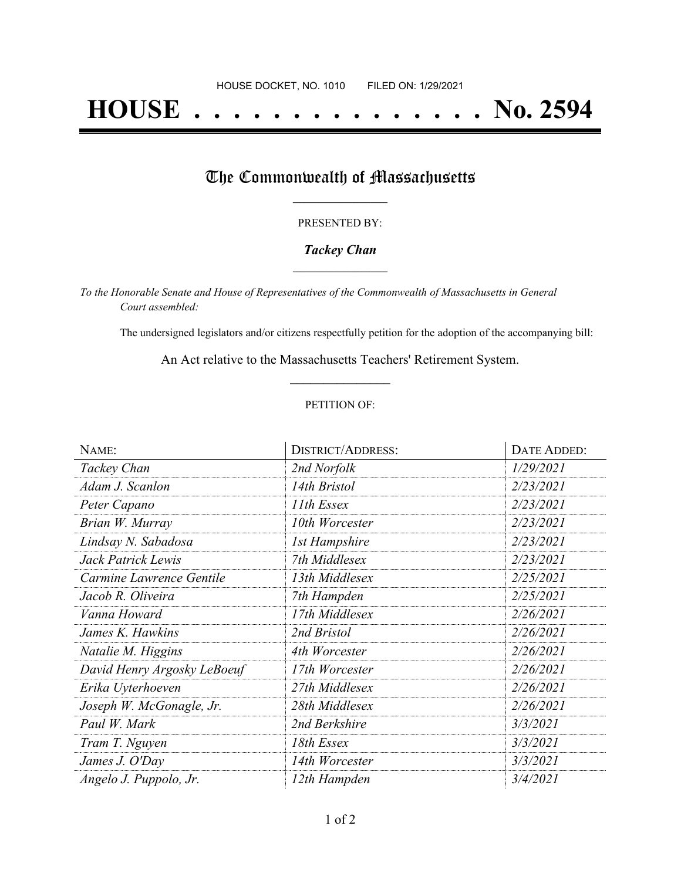HOUSE DOCKET, NO. 1010 FILED ON: 1/29/2021

# HOUSE . . . . . . . . . . . . . . . No. 2594

## The Commonwealth of Massachusetts

PRESENTED BY:

*Tackey Chan*

*To the Honorable Senate and House of Representatives of the Commonwealth of Massachusetts in General Court assembled:*

The undersigned legislators and/or citizens respectfully petition for the adoption of the accompanying bill:

An Act relative to the Massachusetts Teachers' Retirement System.

PETITION OF:

| NAME: | DISTRICT/ADDRESS: | DATE ADDED: |
|---|---|---|
| *Tackey Chan* | *2nd Norfolk* | *1/29/2021* |
| *Adam J. Scanlon* | *14th Bristol* | *2/23/2021* |
| *Peter Capano* | *11th Essex* | *2/23/2021* |
| *Brian W. Murray* | *10th Worcester* | *2/23/2021* |
| *Lindsay N. Sabadosa* | *1st Hampshire* | *2/23/2021* |
| *Jack Patrick Lewis* | *7th Middlesex* | *2/23/2021* |
| *Carmine Lawrence Gentile* | *13th Middlesex* | *2/25/2021* |
| *Jacob R. Oliveira* | *7th Hampden* | *2/25/2021* |
| *Vanna Howard* | *17th Middlesex* | *2/26/2021* |
| *James K. Hawkins* | *2nd Bristol* | *2/26/2021* |
| *Natalie M. Higgins* | *4th Worcester* | *2/26/2021* |
| *David Henry Argosky LeBoeuf* | *17th Worcester* | *2/26/2021* |
| *Erika Uyterhoeven* | *27th Middlesex* | *2/26/2021* |
| *Joseph W. McGonagle, Jr.* | *28th Middlesex* | *2/26/2021* |
| *Paul W. Mark* | *2nd Berkshire* | *3/3/2021* |
| *Tram T. Nguyen* | *18th Essex* | *3/3/2021* |
| *James J. O'Day* | *14th Worcester* | *3/3/2021* |
| *Angelo J. Puppolo, Jr.* | *12th Hampden* | *3/4/2021* |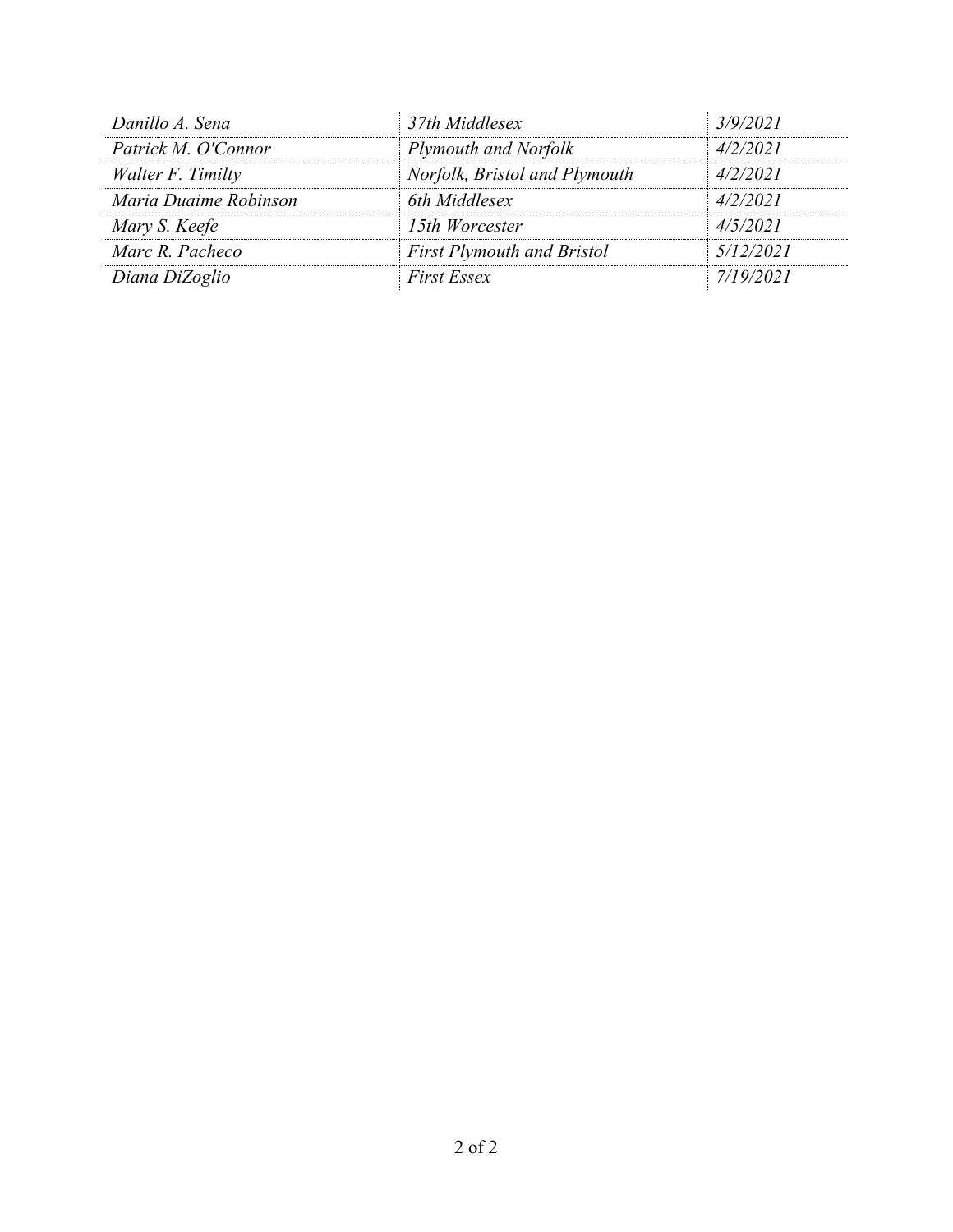| | | |
|---|---|---|
| *Danillo A. Sena* | *37th Middlesex* | *3/9/2021* |
| *Patrick M. O'Connor* | *Plymouth and Norfolk* | *4/2/2021* |
| *Walter F. Timilty* | *Norfolk, Bristol and Plymouth* | *4/2/2021* |
| *Maria Duaime Robinson* | *6th Middlesex* | *4/2/2021* |
| *Mary S. Keefe* | *15th Worcester* | *4/5/2021* |
| *Marc R. Pacheco* | *First Plymouth and Bristol* | *5/12/2021* |
| *Diana DiZoglio* | *First Essex* | *7/19/2021* |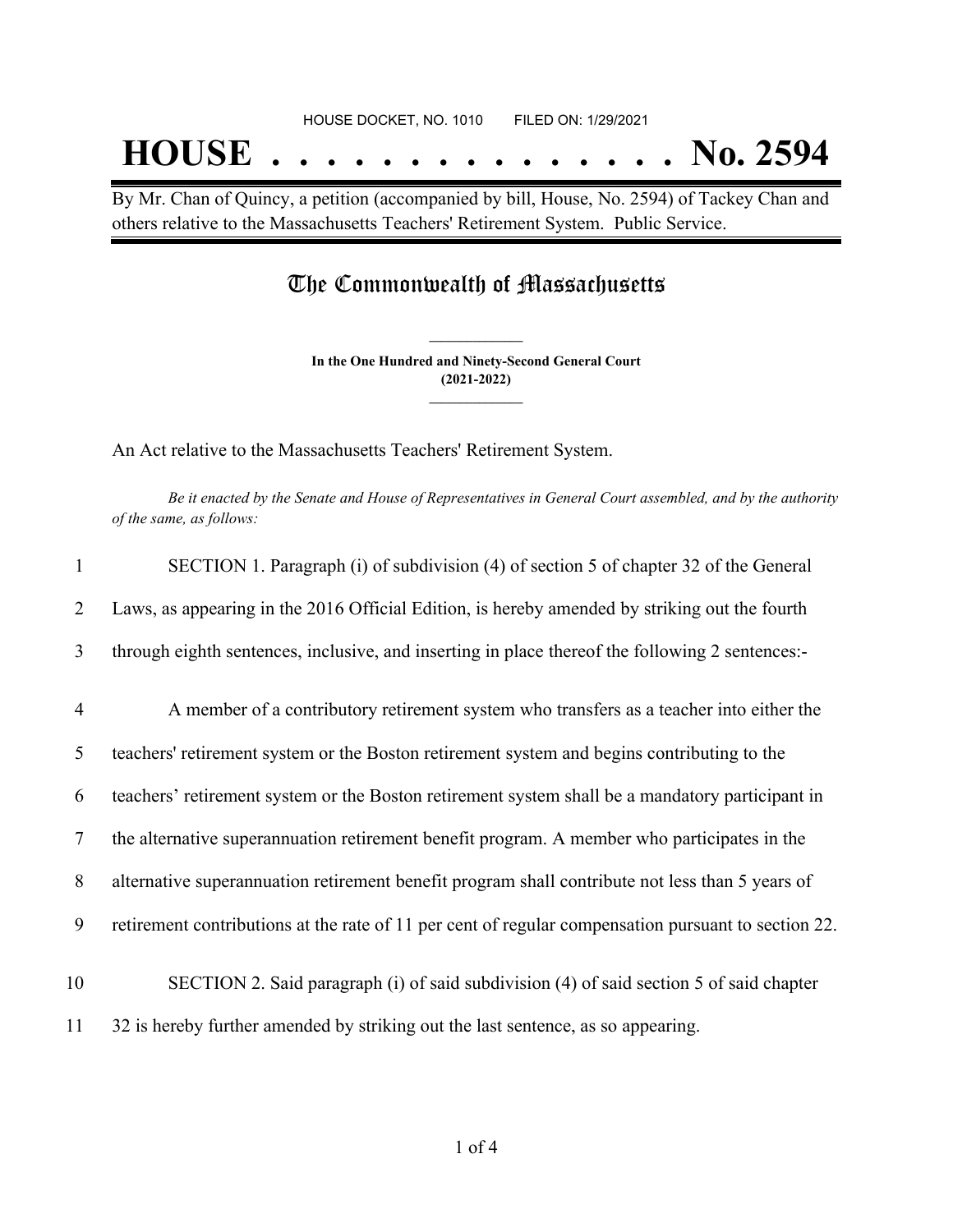HOUSE DOCKET, NO. 1010 FILED ON: 1/29/2021

# HOUSE . . . . . . . . . . . . . . . No. 2594

By Mr. Chan of Quincy, a petition (accompanied by bill, House, No. 2594) of Tackey Chan and others relative to the Massachusetts Teachers' Retirement System. Public Service.

## The Commonwealth of Massachusetts

**In the One Hundred and Ninety-Second General Court**
**(2021-2022)**

An Act relative to the Massachusetts Teachers' Retirement System.

*Be it enacted by the Senate and House of Representatives in General Court assembled, and by the authority of the same, as follows:*

1 SECTION 1. Paragraph (i) of subdivision (4) of section 5 of chapter 32 of the General
2 Laws, as appearing in the 2016 Official Edition, is hereby amended by striking out the fourth
3 through eighth sentences, inclusive, and inserting in place thereof the following 2 sentences:-

4 A member of a contributory retirement system who transfers as a teacher into either the
5 teachers' retirement system or the Boston retirement system and begins contributing to the
6 teachers' retirement system or the Boston retirement system shall be a mandatory participant in
7 the alternative superannuation retirement benefit program. A member who participates in the
8 alternative superannuation retirement benefit program shall contribute not less than 5 years of
9 retirement contributions at the rate of 11 per cent of regular compensation pursuant to section 22.

10 SECTION 2. Said paragraph (i) of said subdivision (4) of said section 5 of said chapter
11 32 is hereby further amended by striking out the last sentence, as so appearing.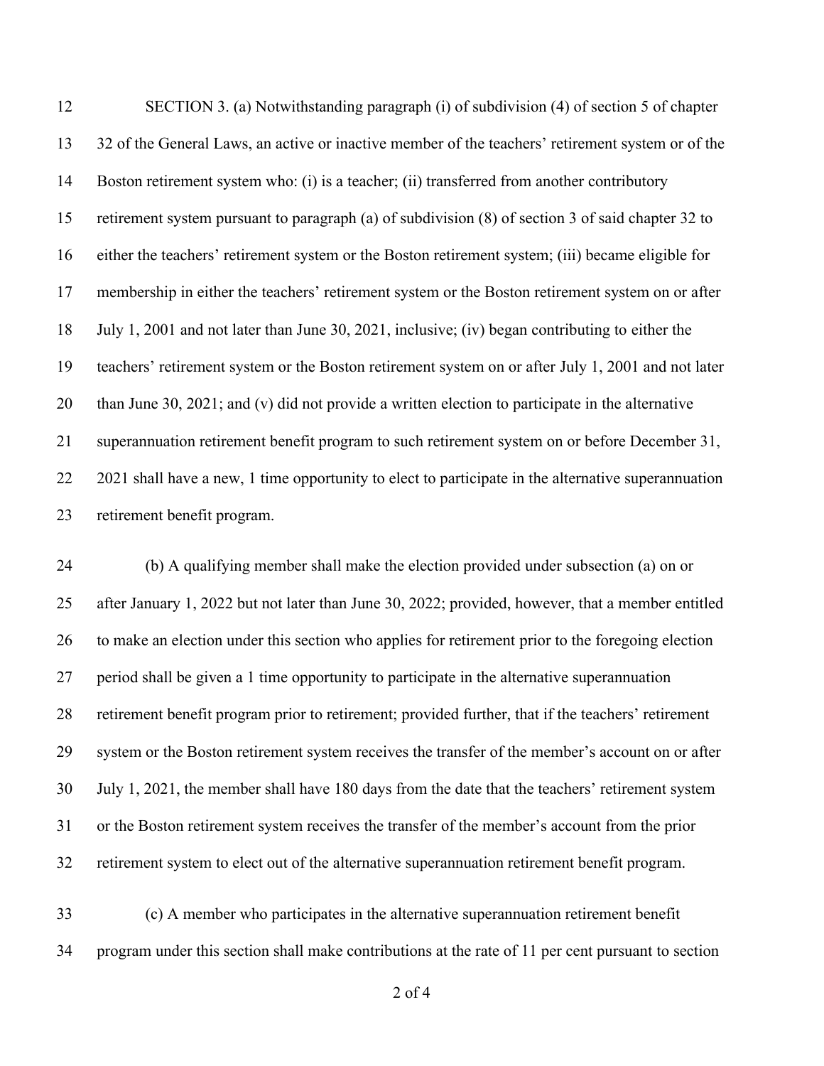SECTION 3. (a) Notwithstanding paragraph (i) of subdivision (4) of section 5 of chapter 32 of the General Laws, an active or inactive member of the teachers' retirement system or of the Boston retirement system who: (i) is a teacher; (ii) transferred from another contributory retirement system pursuant to paragraph (a) of subdivision (8) of section 3 of said chapter 32 to either the teachers' retirement system or the Boston retirement system; (iii) became eligible for membership in either the teachers' retirement system or the Boston retirement system on or after July 1, 2001 and not later than June 30, 2021, inclusive; (iv) began contributing to either the teachers' retirement system or the Boston retirement system on or after July 1, 2001 and not later than June 30, 2021; and (v) did not provide a written election to participate in the alternative superannuation retirement benefit program to such retirement system on or before December 31, 2021 shall have a new, 1 time opportunity to elect to participate in the alternative superannuation retirement benefit program.

(b) A qualifying member shall make the election provided under subsection (a) on or after January 1, 2022 but not later than June 30, 2022; provided, however, that a member entitled to make an election under this section who applies for retirement prior to the foregoing election period shall be given a 1 time opportunity to participate in the alternative superannuation retirement benefit program prior to retirement; provided further, that if the teachers' retirement system or the Boston retirement system receives the transfer of the member's account on or after July 1, 2021, the member shall have 180 days from the date that the teachers' retirement system or the Boston retirement system receives the transfer of the member's account from the prior retirement system to elect out of the alternative superannuation retirement benefit program.

(c) A member who participates in the alternative superannuation retirement benefit program under this section shall make contributions at the rate of 11 per cent pursuant to section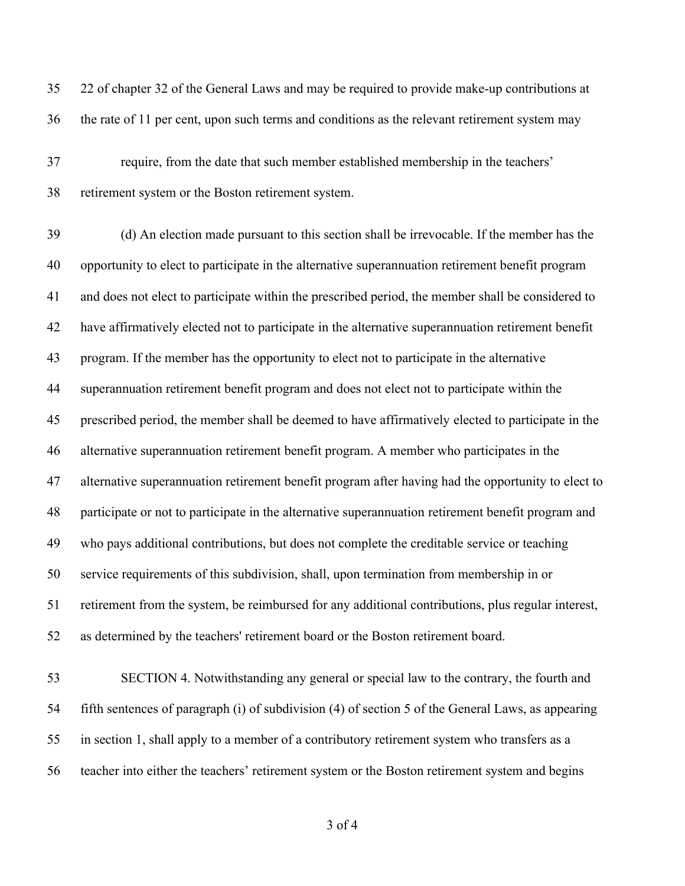22 of chapter 32 of the General Laws and may be required to provide make-up contributions at the rate of 11 per cent, upon such terms and conditions as the relevant retirement system may require, from the date that such member established membership in the teachers' retirement system or the Boston retirement system.

(d) An election made pursuant to this section shall be irrevocable. If the member has the opportunity to elect to participate in the alternative superannuation retirement benefit program and does not elect to participate within the prescribed period, the member shall be considered to have affirmatively elected not to participate in the alternative superannuation retirement benefit program. If the member has the opportunity to elect not to participate in the alternative superannuation retirement benefit program and does not elect not to participate within the prescribed period, the member shall be deemed to have affirmatively elected to participate in the alternative superannuation retirement benefit program. A member who participates in the alternative superannuation retirement benefit program after having had the opportunity to elect to participate or not to participate in the alternative superannuation retirement benefit program and who pays additional contributions, but does not complete the creditable service or teaching service requirements of this subdivision, shall, upon termination from membership in or retirement from the system, be reimbursed for any additional contributions, plus regular interest, as determined by the teachers' retirement board or the Boston retirement board.

SECTION 4. Notwithstanding any general or special law to the contrary, the fourth and fifth sentences of paragraph (i) of subdivision (4) of section 5 of the General Laws, as appearing in section 1, shall apply to a member of a contributory retirement system who transfers as a teacher into either the teachers' retirement system or the Boston retirement system and begins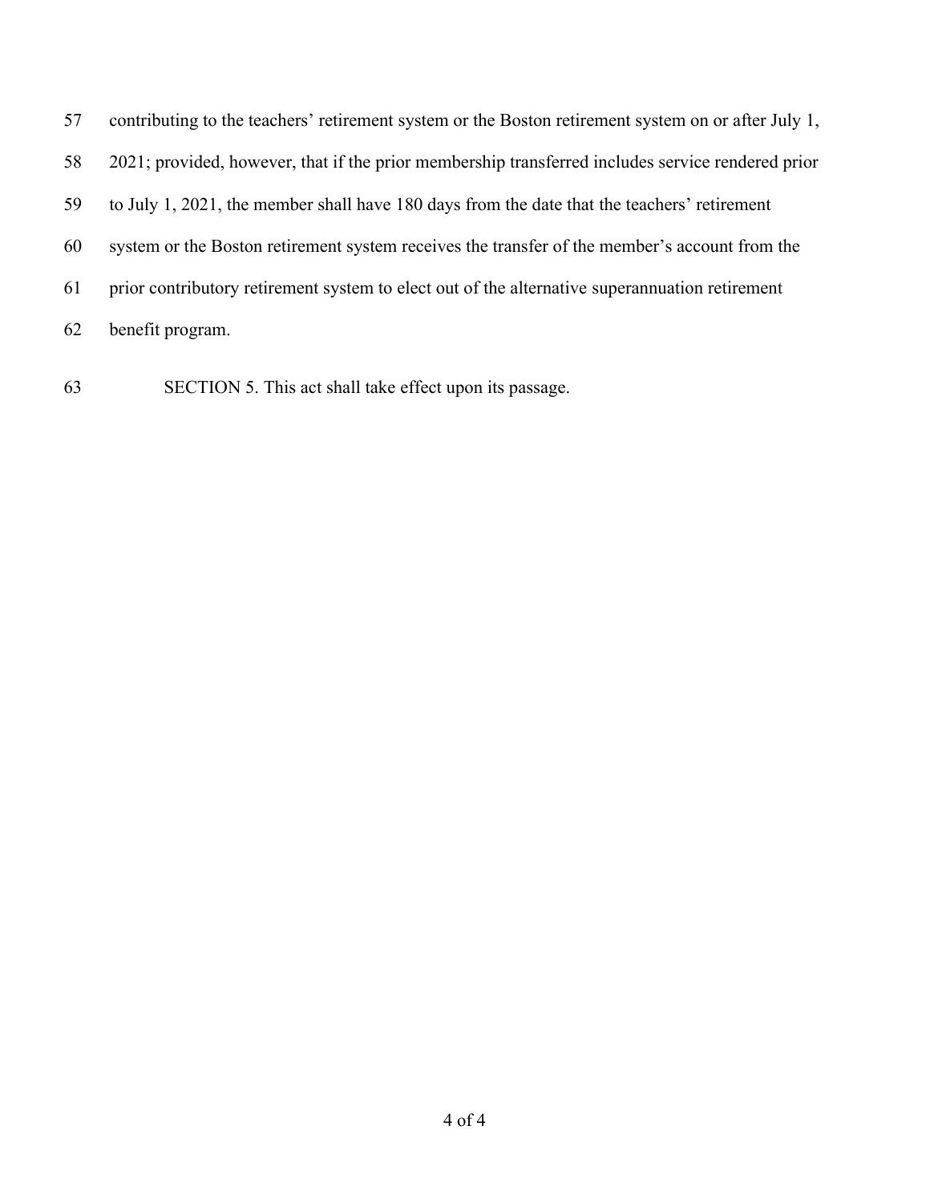contributing to the teachers' retirement system or the Boston retirement system on or after July 1, 2021; provided, however, that if the prior membership transferred includes service rendered prior to July 1, 2021, the member shall have 180 days from the date that the teachers' retirement system or the Boston retirement system receives the transfer of the member's account from the prior contributory retirement system to elect out of the alternative superannuation retirement benefit program.

SECTION 5. This act shall take effect upon its passage.